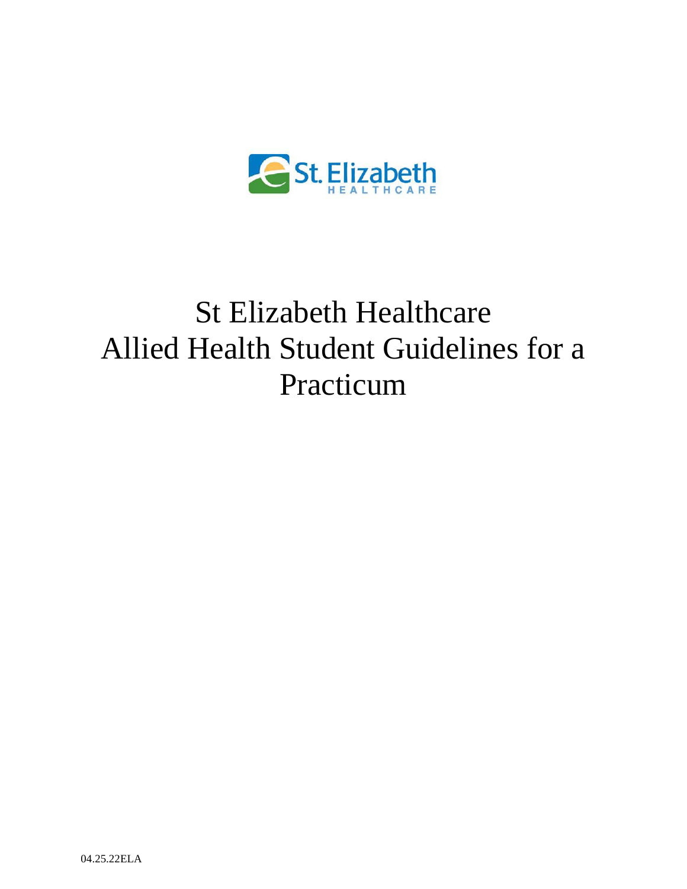# St Elizabeth Healthcare
# Allied Health Student Guidelines for a Practicum

04.25.22ELA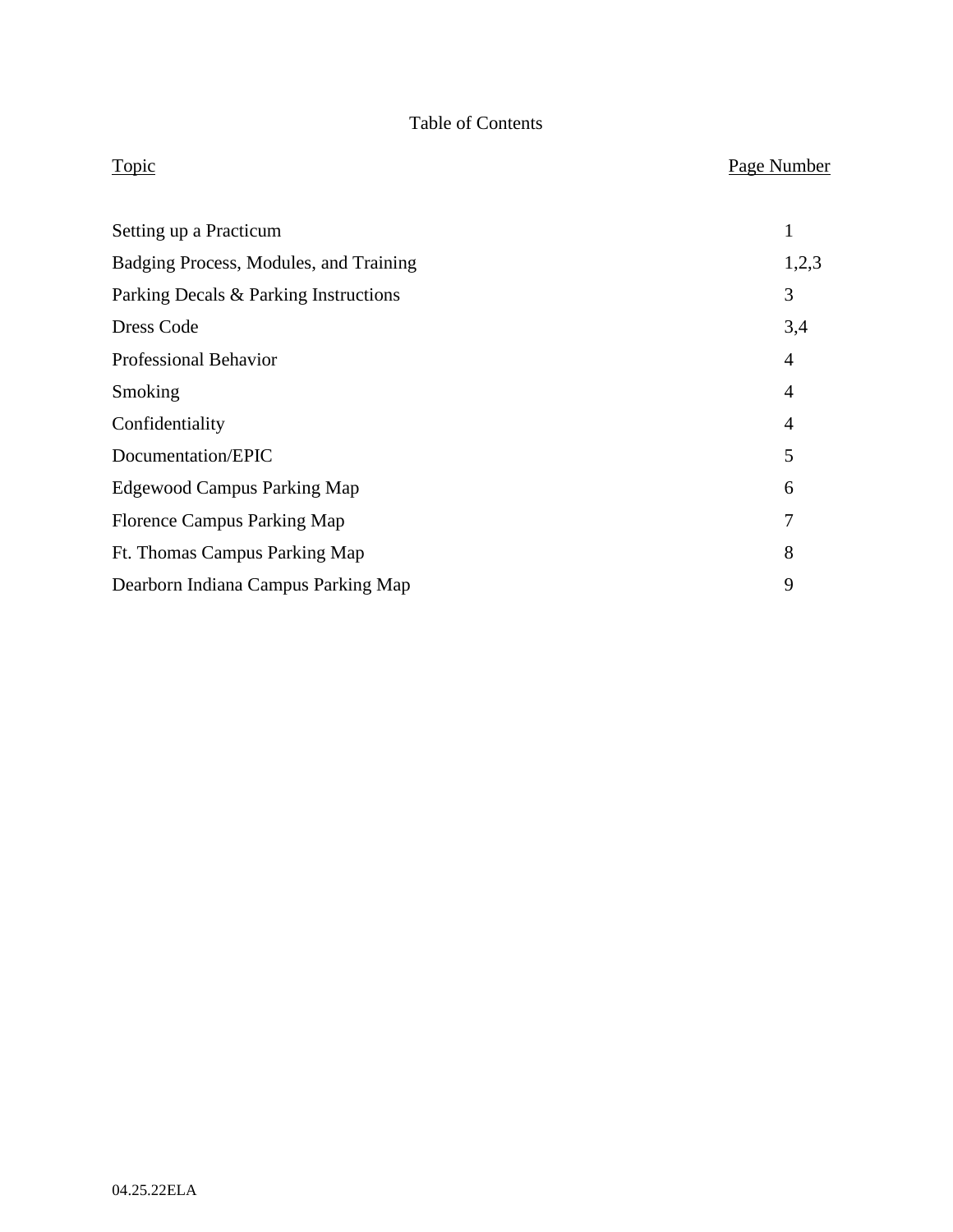# Table of Contents

| Topic | Page Number |
|---|---|
| Setting up a Practicum | 1 |
| Badging Process, Modules, and Training | 1,2,3 |
| Parking Decals & Parking Instructions | 3 |
| Dress Code | 3,4 |
| Professional Behavior | 4 |
| Smoking | 4 |
| Confidentiality | 4 |
| Documentation/EPIC | 5 |
| Edgewood Campus Parking Map | 6 |
| Florence Campus Parking Map | 7 |
| Ft. Thomas Campus Parking Map | 8 |
| Dearborn Indiana Campus Parking Map | 9 |

04.25.22ELA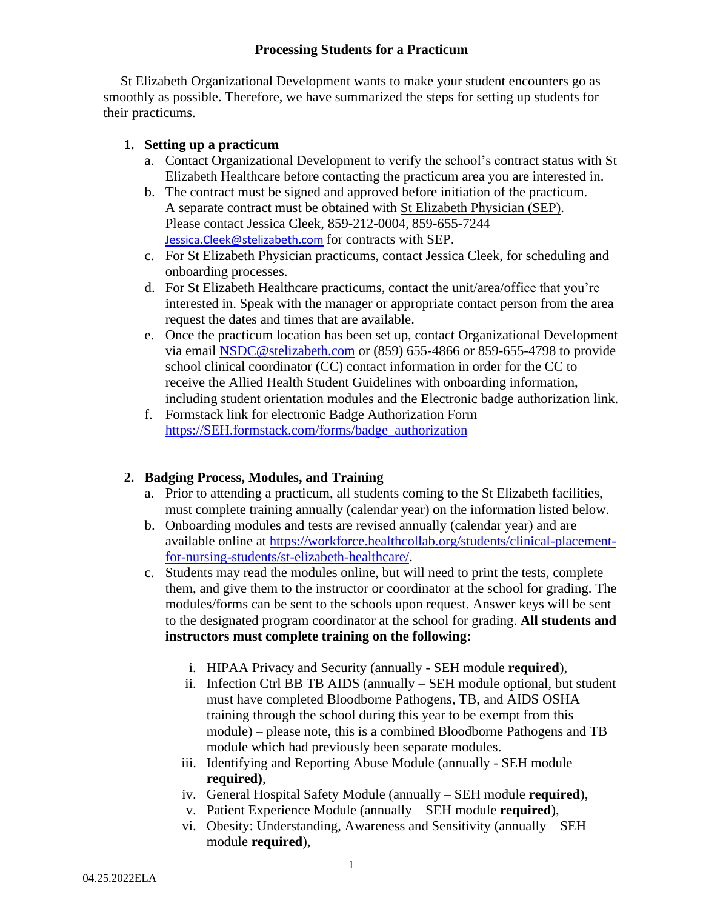# Processing Students for a Practicum

St Elizabeth Organizational Development wants to make your student encounters go as smoothly as possible. Therefore, we have summarized the steps for setting up students for their practicums.

1. **Setting up a practicum**
   a. Contact Organizational Development to verify the school's contract status with St Elizabeth Healthcare before contacting the practicum area you are interested in.
   b. The contract must be signed and approved before initiation of the practicum. A separate contract must be obtained with St Elizabeth Physician (SEP). Please contact Jessica Cleek, 859-212-0004, 859-655-7244 Jessica.Cleek@stelizabeth.com for contracts with SEP.
   c. For St Elizabeth Physician practicums, contact Jessica Cleek, for scheduling and onboarding processes.
   d. For St Elizabeth Healthcare practicums, contact the unit/area/office that you're interested in. Speak with the manager or appropriate contact person from the area request the dates and times that are available.
   e. Once the practicum location has been set up, contact Organizational Development via email NSDC@stelizabeth.com or (859) 655-4866 or 859-655-4798 to provide school clinical coordinator (CC) contact information in order for the CC to receive the Allied Health Student Guidelines with onboarding information, including student orientation modules and the Electronic badge authorization link.
   f. Formstack link for electronic Badge Authorization Form https://SEH.formstack.com/forms/badge_authorization

2. **Badging Process, Modules, and Training**
   a. Prior to attending a practicum, all students coming to the St Elizabeth facilities, must complete training annually (calendar year) on the information listed below.
   b. Onboarding modules and tests are revised annually (calendar year) and are available online at https://workforce.healthcollab.org/students/clinical-placement-for-nursing-students/st-elizabeth-healthcare/.
   c. Students may read the modules online, but will need to print the tests, complete them, and give them to the instructor or coordinator at the school for grading. The modules/forms can be sent to the schools upon request. Answer keys will be sent to the designated program coordinator at the school for grading. **All students and instructors must complete training on the following:**

      i. HIPAA Privacy and Security (annually - SEH module **required**),
      ii. Infection Ctrl BB TB AIDS (annually – SEH module optional, but student must have completed Bloodborne Pathogens, TB, and AIDS OSHA training through the school during this year to be exempt from this module) – please note, this is a combined Bloodborne Pathogens and TB module which had previously been separate modules.
      iii. Identifying and Reporting Abuse Module (annually - SEH module **required)**,
      iv. General Hospital Safety Module (annually – SEH module **required**),
      v. Patient Experience Module (annually – SEH module **required**),
      vi. Obesity: Understanding, Awareness and Sensitivity (annually – SEH module **required**),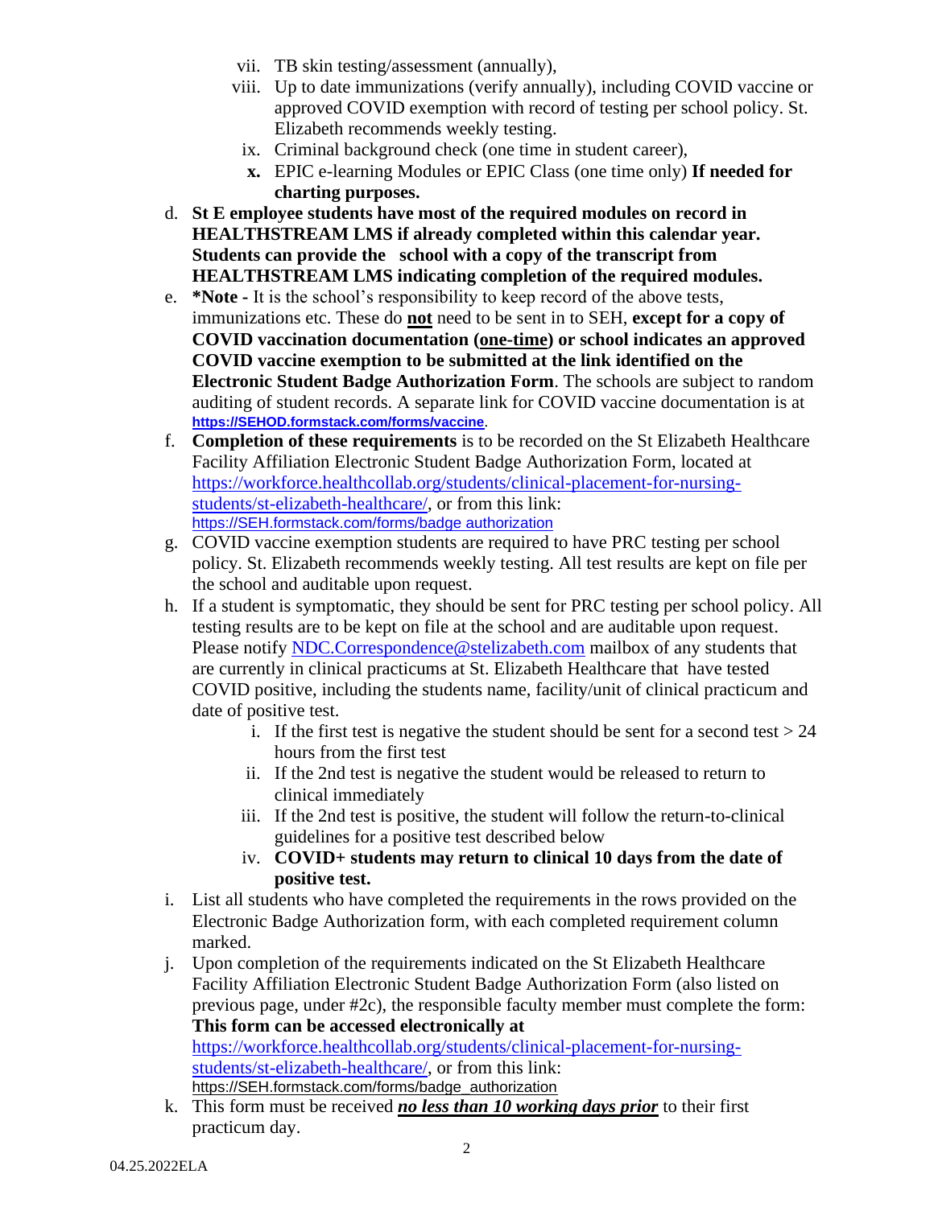vii. TB skin testing/assessment (annually),

viii. Up to date immunizations (verify annually), including COVID vaccine or approved COVID exemption with record of testing per school policy. St. Elizabeth recommends weekly testing.

ix. Criminal background check (one time in student career),

**x.** EPIC e-learning Modules or EPIC Class (one time only) **If needed for charting purposes.**

d. **St E employee students have most of the required modules on record in HEALTHSTREAM LMS if already completed within this calendar year. Students can provide the school with a copy of the transcript from HEALTHSTREAM LMS indicating completion of the required modules.**

e. ***Note -** It is the school's responsibility to keep record of the above tests, immunizations etc. These do **not** need to be sent in to SEH, **except for a copy of COVID vaccination documentation (one-time) or school indicates an approved COVID vaccine exemption to be submitted at the link identified on the Electronic Student Badge Authorization Form**. The schools are subject to random auditing of student records. A separate link for COVID vaccine documentation is at **https://SEHOD.formstack.com/forms/vaccine**.

f. **Completion of these requirements** is to be recorded on the St Elizabeth Healthcare Facility Affiliation Electronic Student Badge Authorization Form, located at https://workforce.healthcollab.org/students/clinical-placement-for-nursing-students/st-elizabeth-healthcare/, or from this link: https://SEH.formstack.com/forms/badge_authorization

g. COVID vaccine exemption students are required to have PRC testing per school policy. St. Elizabeth recommends weekly testing. All test results are kept on file per the school and auditable upon request.

h. If a student is symptomatic, they should be sent for PRC testing per school policy. All testing results are to be kept on file at the school and are auditable upon request. Please notify NDC.Correspondence@stelizabeth.com mailbox of any students that are currently in clinical practicums at St. Elizabeth Healthcare that have tested COVID positive, including the students name, facility/unit of clinical practicum and date of positive test.

i. If the first test is negative the student should be sent for a second test > 24 hours from the first test

ii. If the 2nd test is negative the student would be released to return to clinical immediately

iii. If the 2nd test is positive, the student will follow the return-to-clinical guidelines for a positive test described below

iv. **COVID+ students may return to clinical 10 days from the date of positive test.**

i. List all students who have completed the requirements in the rows provided on the Electronic Badge Authorization form, with each completed requirement column marked.

j. Upon completion of the requirements indicated on the St Elizabeth Healthcare Facility Affiliation Electronic Student Badge Authorization Form (also listed on previous page, under #2c), the responsible faculty member must complete the form: **This form can be accessed electronically at** https://workforce.healthcollab.org/students/clinical-placement-for-nursing-students/st-elizabeth-healthcare/, or from this link: https://SEH.formstack.com/forms/badge_authorization

k. This form must be received ***no less than 10 working days prior*** to their first practicum day.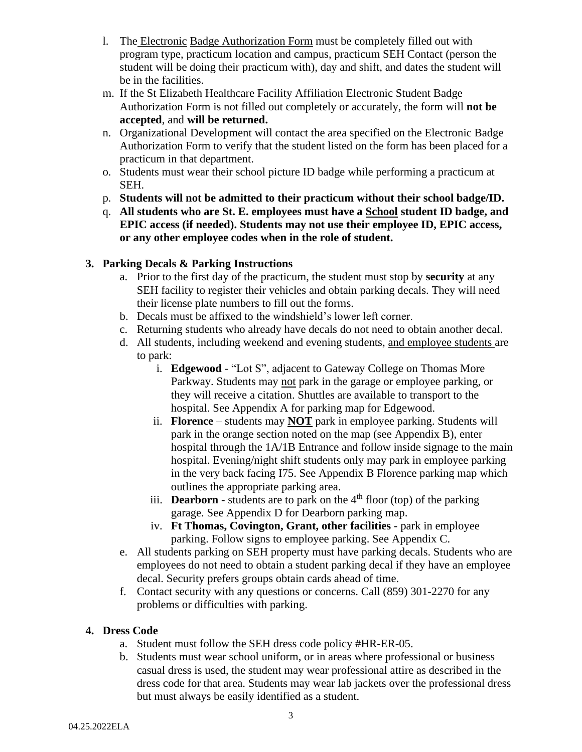l. The Electronic Badge Authorization Form must be completely filled out with program type, practicum location and campus, practicum SEH Contact (person the student will be doing their practicum with), day and shift, and dates the student will be in the facilities.

m. If the St Elizabeth Healthcare Facility Affiliation Electronic Student Badge Authorization Form is not filled out completely or accurately, the form will **not be accepted**, and **will be returned.**

n. Organizational Development will contact the area specified on the Electronic Badge Authorization Form to verify that the student listed on the form has been placed for a practicum in that department.

o. Students must wear their school picture ID badge while performing a practicum at SEH.

p. **Students will not be admitted to their practicum without their school badge/ID.**

q. **All students who are St. E. employees must have a School student ID badge, and EPIC access (if needed). Students may not use their employee ID, EPIC access, or any other employee codes when in the role of student.**

**3. Parking Decals & Parking Instructions**

a. Prior to the first day of the practicum, the student must stop by **security** at any SEH facility to register their vehicles and obtain parking decals. They will need their license plate numbers to fill out the forms.

b. Decals must be affixed to the windshield's lower left corner.

c. Returning students who already have decals do not need to obtain another decal.

d. All students, including weekend and evening students, and employee students are to park:

   i. **Edgewood** - "Lot S", adjacent to Gateway College on Thomas More Parkway. Students may not park in the garage or employee parking, or they will receive a citation. Shuttles are available to transport to the hospital. See Appendix A for parking map for Edgewood.

   ii. **Florence** – students may **NOT** park in employee parking. Students will park in the orange section noted on the map (see Appendix B), enter hospital through the 1A/1B Entrance and follow inside signage to the main hospital. Evening/night shift students only may park in employee parking in the very back facing I75. See Appendix B Florence parking map which outlines the appropriate parking area.

   iii. **Dearborn** - students are to park on the 4th floor (top) of the parking garage. See Appendix D for Dearborn parking map.

   iv. **Ft Thomas, Covington, Grant, other facilities** - park in employee parking. Follow signs to employee parking. See Appendix C.

e. All students parking on SEH property must have parking decals. Students who are employees do not need to obtain a student parking decal if they have an employee decal. Security prefers groups obtain cards ahead of time.

f. Contact security with any questions or concerns. Call (859) 301-2270 for any problems or difficulties with parking.

**4. Dress Code**

a. Student must follow the SEH dress code policy #HR-ER-05.

b. Students must wear school uniform, or in areas where professional or business casual dress is used, the student may wear professional attire as described in the dress code for that area. Students may wear lab jackets over the professional dress but must always be easily identified as a student.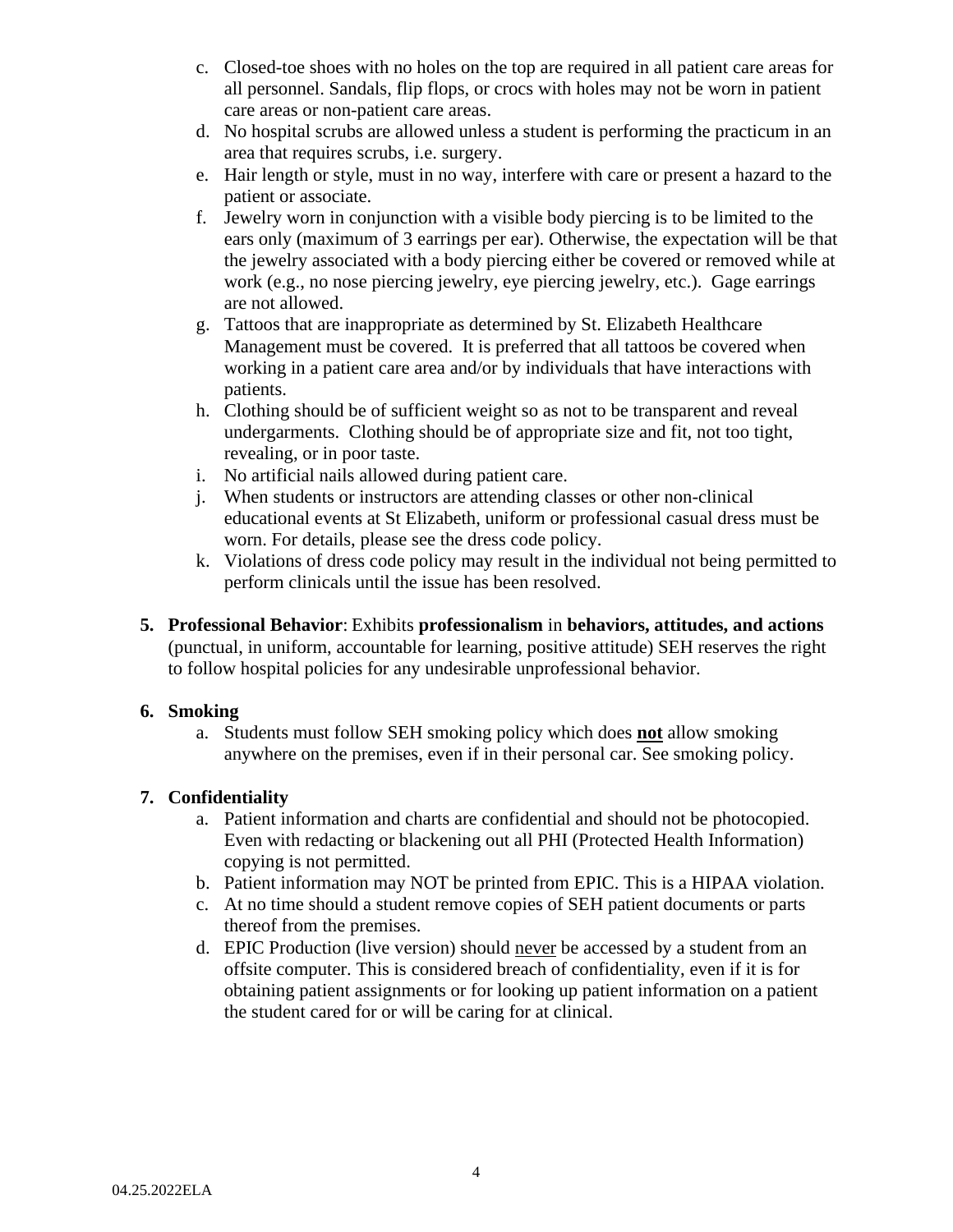c. Closed-toe shoes with no holes on the top are required in all patient care areas for all personnel. Sandals, flip flops, or crocs with holes may not be worn in patient care areas or non-patient care areas.
d. No hospital scrubs are allowed unless a student is performing the practicum in an area that requires scrubs, i.e. surgery.
e. Hair length or style, must in no way, interfere with care or present a hazard to the patient or associate.
f. Jewelry worn in conjunction with a visible body piercing is to be limited to the ears only (maximum of 3 earrings per ear). Otherwise, the expectation will be that the jewelry associated with a body piercing either be covered or removed while at work (e.g., no nose piercing jewelry, eye piercing jewelry, etc.). Gage earrings are not allowed.
g. Tattoos that are inappropriate as determined by St. Elizabeth Healthcare Management must be covered. It is preferred that all tattoos be covered when working in a patient care area and/or by individuals that have interactions with patients.
h. Clothing should be of sufficient weight so as not to be transparent and reveal undergarments. Clothing should be of appropriate size and fit, not too tight, revealing, or in poor taste.
i. No artificial nails allowed during patient care.
j. When students or instructors are attending classes or other non-clinical educational events at St Elizabeth, uniform or professional casual dress must be worn. For details, please see the dress code policy.
k. Violations of dress code policy may result in the individual not being permitted to perform clinicals until the issue has been resolved.

5. **Professional Behavior**: Exhibits **professionalism** in **behaviors, attitudes, and actions** (punctual, in uniform, accountable for learning, positive attitude) SEH reserves the right to follow hospital policies for any undesirable unprofessional behavior.

6. **Smoking**
   a. Students must follow SEH smoking policy which does **not** allow smoking anywhere on the premises, even if in their personal car. See smoking policy.

7. **Confidentiality**
   a. Patient information and charts are confidential and should not be photocopied. Even with redacting or blackening out all PHI (Protected Health Information) copying is not permitted.
   b. Patient information may NOT be printed from EPIC. This is a HIPAA violation.
   c. At no time should a student remove copies of SEH patient documents or parts thereof from the premises.
   d. EPIC Production (live version) should never be accessed by a student from an offsite computer. This is considered breach of confidentiality, even if it is for obtaining patient assignments or for looking up patient information on a patient the student cared for or will be caring for at clinical.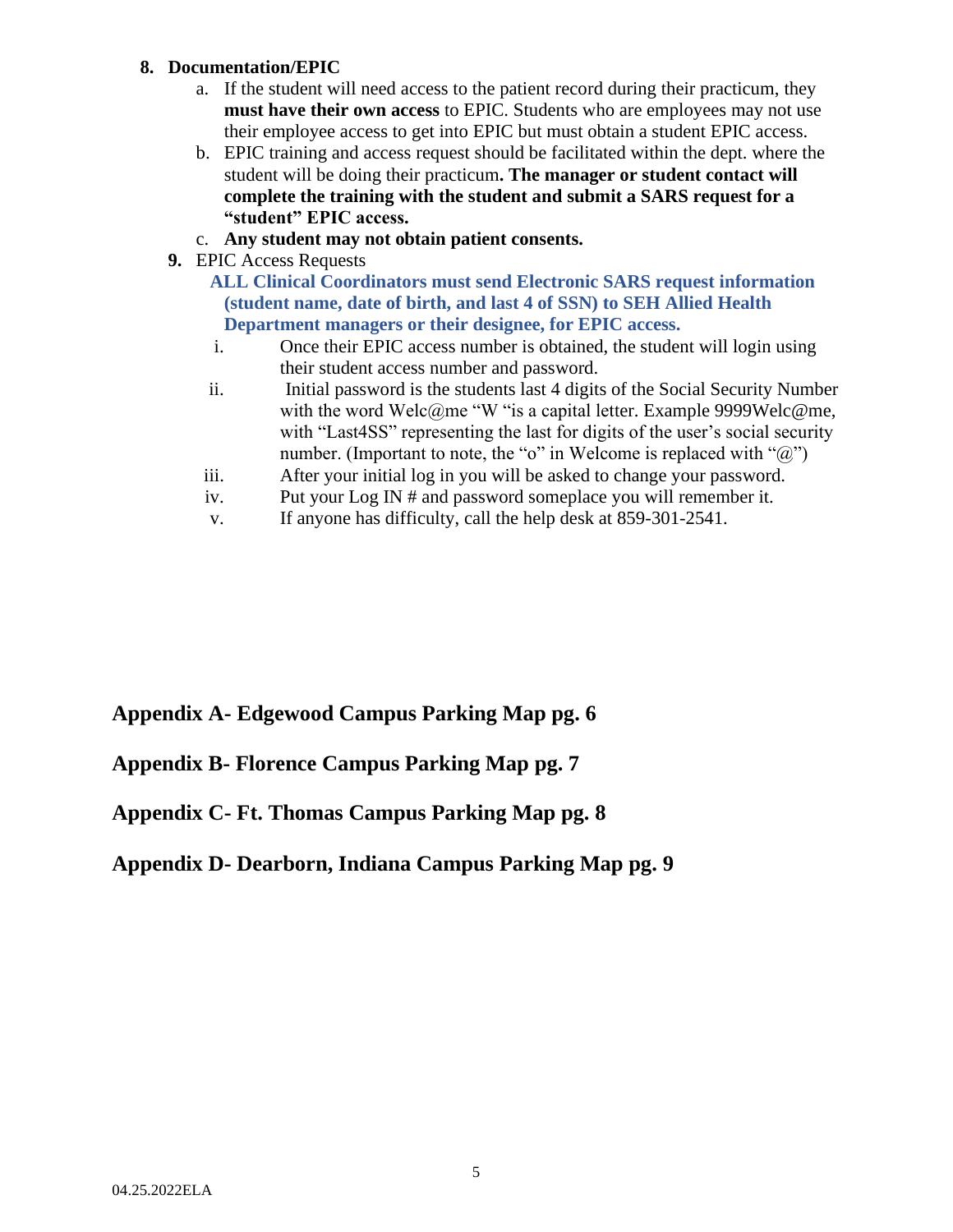8. **Documentation/EPIC**
    a. If the student will need access to the patient record during their practicum, they **must have their own access** to EPIC. Students who are employees may not use their employee access to get into EPIC but must obtain a student EPIC access.
    b. EPIC training and access request should be facilitated within the dept. where the student will be doing their practicum**. The manager or student contact will complete the training with the student and submit a SARS request for a "student" EPIC access.**
    c. **Any student may not obtain patient consents.**

9. EPIC Access Requests

    **ALL Clinical Coordinators must send Electronic SARS request information (student name, date of birth, and last 4 of SSN) to SEH Allied Health Department managers or their designee, for EPIC access.**

    i. Once their EPIC access number is obtained, the student will login using their student access number and password.
    ii. Initial password is the students last 4 digits of the Social Security Number with the word Welc@me "W "is a capital letter. Example 9999Welc@me, with "Last4SS" representing the last for digits of the user's social security number. (Important to note, the "o" in Welcome is replaced with "@")
    iii. After your initial log in you will be asked to change your password.
    iv. Put your Log IN # and password someplace you will remember it.
    v. If anyone has difficulty, call the help desk at 859-301-2541.

## Appendix A- Edgewood Campus Parking Map pg. 6

## Appendix B- Florence Campus Parking Map pg. 7

## Appendix C- Ft. Thomas Campus Parking Map pg. 8

## Appendix D- Dearborn, Indiana Campus Parking Map pg. 9

04.25.2022ELA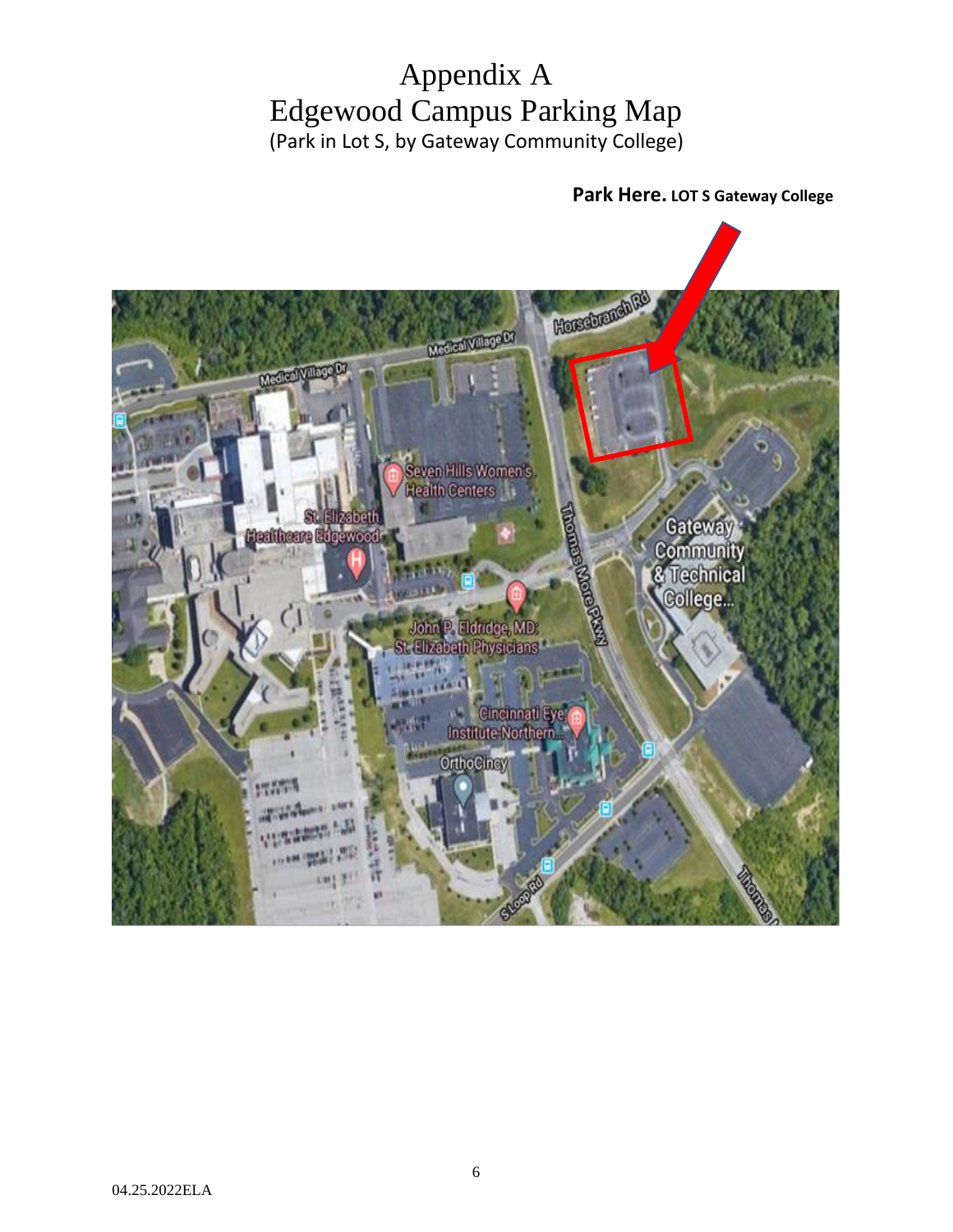# Appendix A
# Edgewood Campus Parking Map

(Park in Lot S, by Gateway Community College)

**Park Here. LOT S Gateway College**

04.25.2022ELA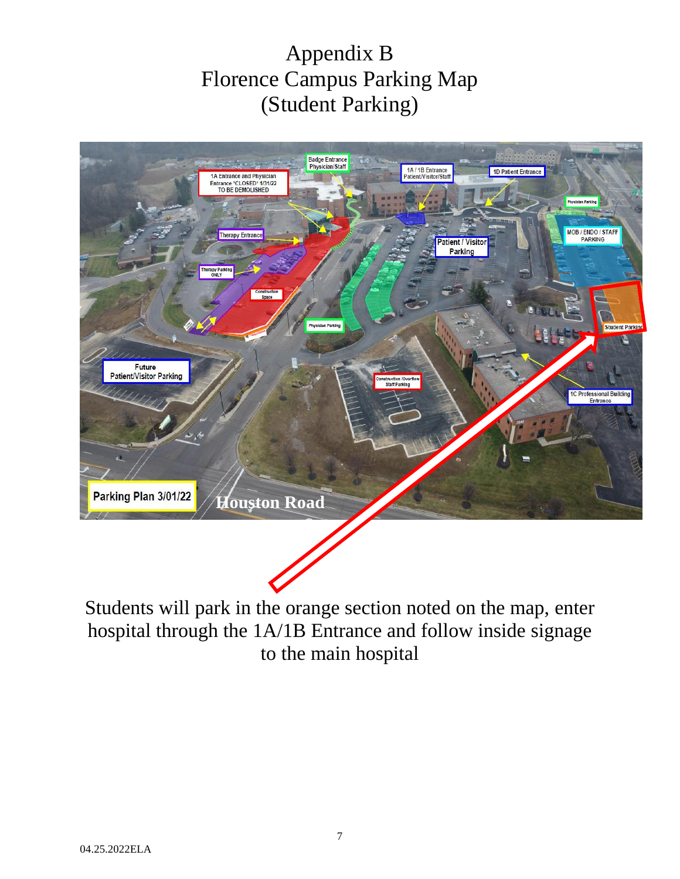# Appendix B
# Florence Campus Parking Map
# (Student Parking)

Students will park in the orange section noted on the map, enter hospital through the 1A/1B Entrance and follow inside signage to the main hospital

04.25.2022ELA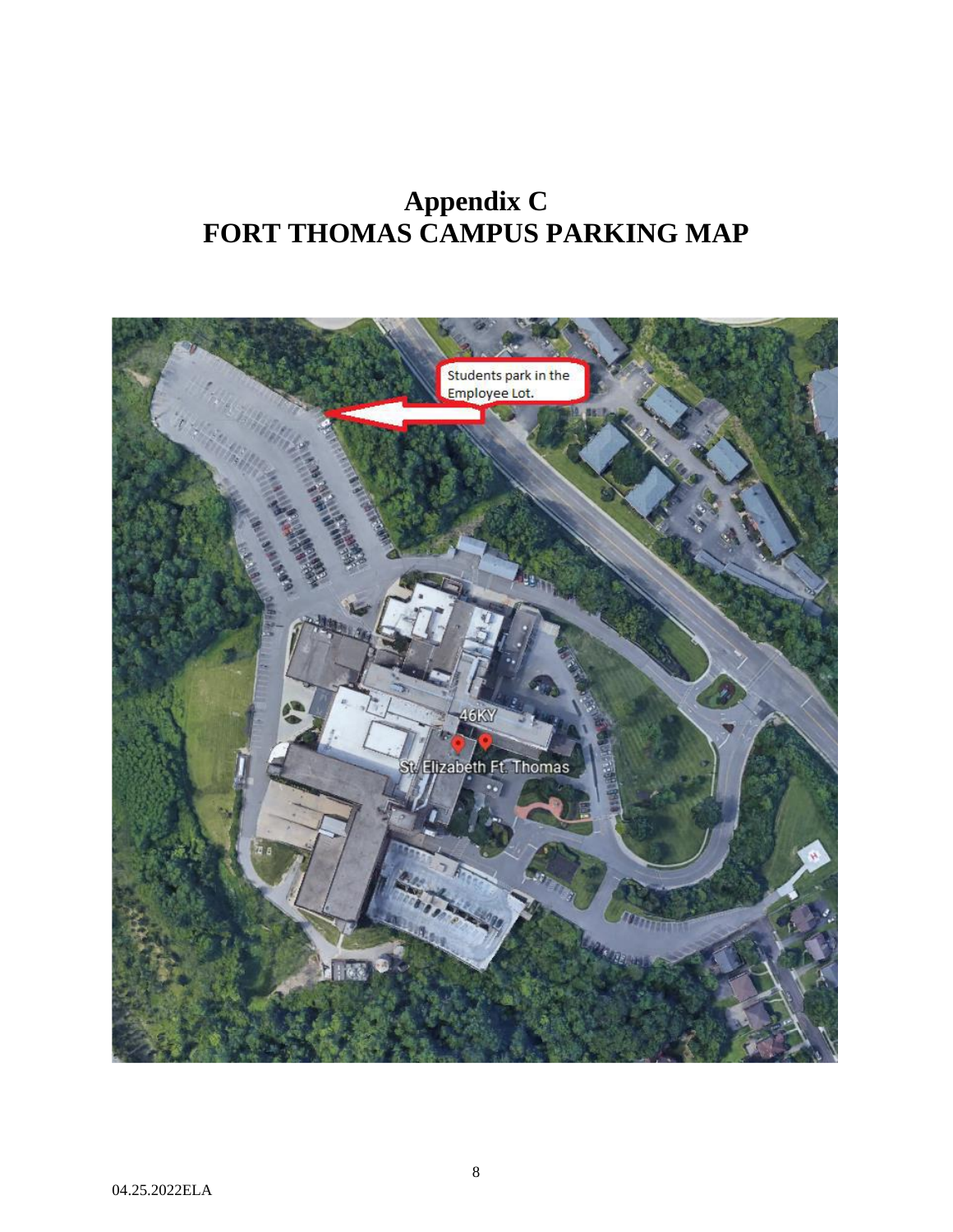# Appendix C
# FORT THOMAS CAMPUS PARKING MAP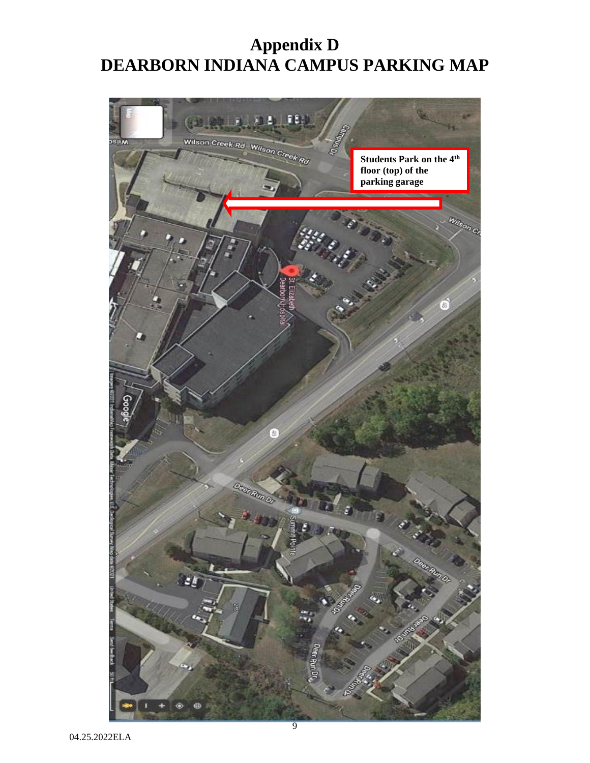# Appendix D
# DEARBORN INDIANA CAMPUS PARKING MAP

**Students Park on the 4th floor (top) of the parking garage**

Wilson Creek Rd

Campus Dr

St. Elizabeth Dearborn Hospital

48

Deer Run Dr

Summit Pointe

04.25.2022ELA